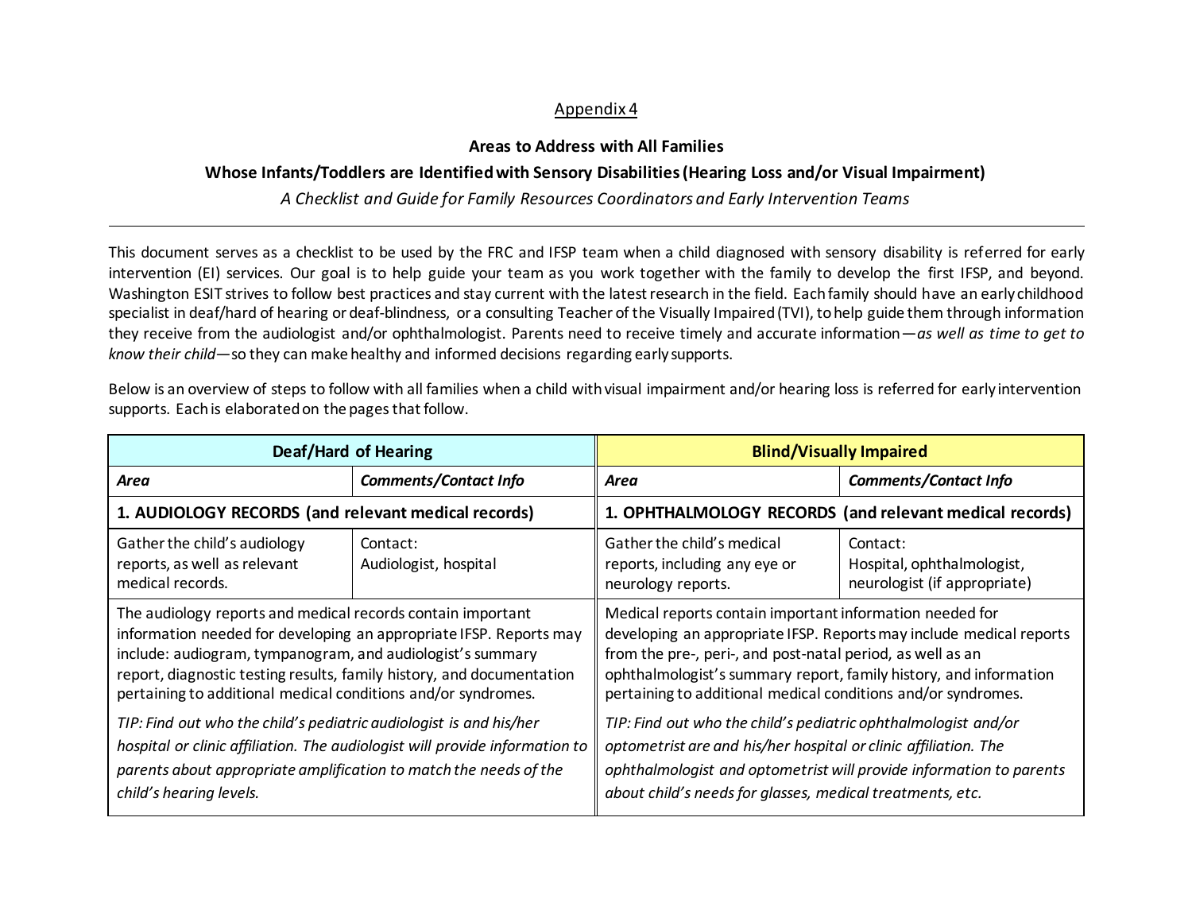Appendix 4

## Areas to Address with All Families

## Whose Infants/Toddlers are Identified with Sensory Disabilities (Hearing Loss and/or Visual Impairment)

*A Checklist and Guide for Family Resources Coordinators and Early Intervention Teams*

---

This document serves as a checklist to be used by the FRC and IFSP team when a child diagnosed with sensory disability is referred for early intervention (EI) services. Our goal is to help guide your team as you work together with the family to develop the first IFSP, and beyond. Washington ESIT strives to follow best practices and stay current with the latest research in the field. Each family should have an early childhood specialist in deaf/hard of hearing or deaf-blindness, or a consulting Teacher of the Visually Impaired (TVI), to help guide them through information they receive from the audiologist and/or ophthalmologist. Parents need to receive timely and accurate information—*as well as time to get to know their child*—so they can make healthy and informed decisions regarding early supports.

Below is an overview of steps to follow with all families when a child with visual impairment and/or hearing loss is referred for early intervention supports. Each is elaborated on the pages that follow.

| **Deaf/Hard of Hearing** | | **Blind/Visually Impaired** | |
|---|---|---|---|
| ***Area*** | ***Comments/Contact Info*** | ***Area*** | ***Comments/Contact Info*** |
| **1. AUDIOLOGY RECORDS (and relevant medical records)** | | **1. OPHTHALMOLOGY RECORDS (and relevant medical records)** | |
| Gather the child's audiology reports, as well as relevant medical records. | Contact: Audiologist, hospital | Gather the child's medical reports, including any eye or neurology reports. | Contact: Hospital, ophthalmologist, neurologist (if appropriate) |
| The audiology reports and medical records contain important information needed for developing an appropriate IFSP. Reports may include: audiogram, tympanogram, and audiologist's summary report, diagnostic testing results, family history, and documentation pertaining to additional medical conditions and/or syndromes.<br><br>*TIP: Find out who the child's pediatric audiologist is and his/her hospital or clinic affiliation. The audiologist will provide information to parents about appropriate amplification to match the needs of the child's hearing levels.* | | Medical reports contain important information needed for developing an appropriate IFSP. Reports may include medical reports from the pre-, peri-, and post-natal period, as well as an ophthalmologist's summary report, family history, and information pertaining to additional medical conditions and/or syndromes.<br><br>*TIP: Find out who the child's pediatric ophthalmologist and/or optometrist are and his/her hospital or clinic affiliation. The ophthalmologist and optometrist will provide information to parents about child's needs for glasses, medical treatments, etc.* | |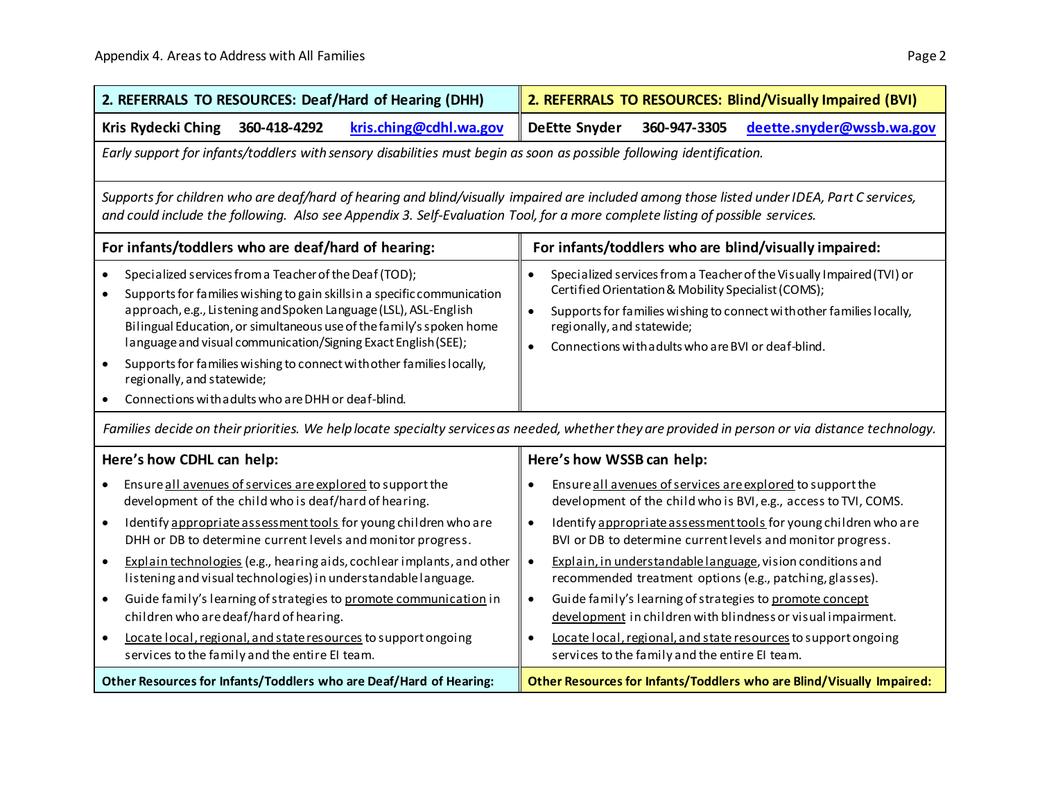| 2. REFERRALS TO RESOURCES: Deaf/Hard of Hearing (DHH) | 2. REFERRALS TO RESOURCES: Blind/Visually Impaired (BVI) |
|---|---|
| **Kris Rydecki Ching 360-418-4292 [kris.ching@cdhl.wa.gov](mailto:kris.ching@cdhl.wa.gov)** | **DeEtte Snyder 360-947-3305 [deette.snyder@wssb.wa.gov](mailto:deette.snyder@wssb.wa.gov)** |

*Early support for infants/toddlers with sensory disabilities must begin as soon as possible following identification.*

*Supports for children who are deaf/hard of hearing and blind/visually impaired are included among those listed under IDEA, Part C services, and could include the following. Also see Appendix 3. Self-Evaluation Tool, for a more complete listing of possible services.*

| For infants/toddlers who are deaf/hard of hearing: | For infants/toddlers who are blind/visually impaired: |
|---|---|
| • Specialized services from a Teacher of the Deaf (TOD);<br>• Supports for families wishing to gain skills in a specific communication approach, e.g., Listening and Spoken Language (LSL), ASL-English Bilingual Education, or simultaneous use of the family's spoken home language and visual communication/Signing Exact English (SEE);<br>• Supports for families wishing to connect with other families locally, regionally, and statewide;<br>• Connections with adults who are DHH or deaf-blind. | • Specialized services from a Teacher of the Visually Impaired (TVI) or Certified Orientation & Mobility Specialist (COMS);<br>• Supports for families wishing to connect with other families locally, regionally, and statewide;<br>• Connections with adults who are BVI or deaf-blind. |

*Families decide on their priorities. We help locate specialty services as needed, whether they are provided in person or via distance technology.*

| Here's how CDHL can help: | Here's how WSSB can help: |
|---|---|
| • Ensure all avenues of services are explored to support the development of the child who is deaf/hard of hearing.<br>• Identify appropriate assessment tools for young children who are DHH or DB to determine current levels and monitor progress.<br>• Explain technologies (e.g., hearing aids, cochlear implants, and other listening and visual technologies) in understandable language.<br>• Guide family's learning of strategies to promote communication in children who are deaf/hard of hearing.<br>• Locate local, regional, and state resources to support ongoing services to the family and the entire EI team. | • Ensure all avenues of services are explored to support the development of the child who is BVI, e.g., access to TVI, COMS.<br>• Identify appropriate assessment tools for young children who are BVI or DB to determine current levels and monitor progress.<br>• Explain, in understandable language, vision conditions and recommended treatment options (e.g., patching, glasses).<br>• Guide family's learning of strategies to promote concept development in children with blindness or visual impairment.<br>• Locate local, regional, and state resources to support ongoing services to the family and the entire EI team. |
| **Other Resources for Infants/Toddlers who are Deaf/Hard of Hearing:** | **Other Resources for Infants/Toddlers who are Blind/Visually Impaired:** |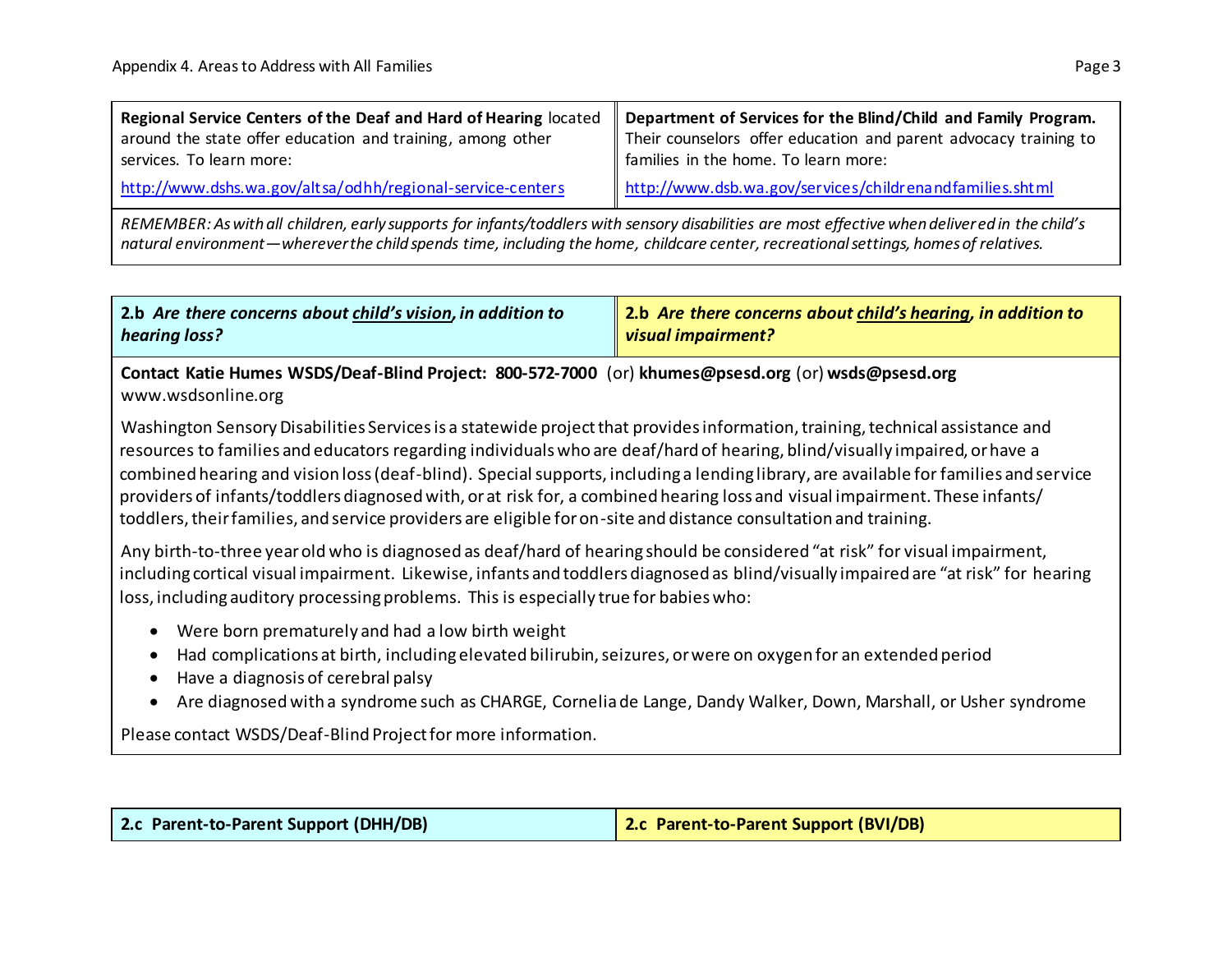| **Regional Service Centers of the Deaf and Hard of Hearing** located around the state offer education and training, among other services. To learn more: [http://www.dshs.wa.gov/altsa/odhh/regional-service-centers](http://www.dshs.wa.gov/altsa/odhh/regional-service-centers) | **Department of Services for the Blind/Child and Family Program.** Their counselors offer education and parent advocacy training to families in the home. To learn more: [http://www.dsb.wa.gov/services/childrenandfamilies.shtml](http://www.dsb.wa.gov/services/childrenandfamilies.shtml) |
|---|---|

*REMEMBER: As with all children, early supports for infants/toddlers with sensory disabilities are most effective when delivered in the child's natural environment—wherever the child spends time, including the home, childcare center, recreational settings, homes of relatives.*

| **2.b** ***Are there concerns about <u>child's vision</u>, in addition to hearing loss?*** | **2.b** ***Are there concerns about <u>child's hearing</u>, in addition to visual impairment?*** |
|---|---|

**Contact Katie Humes WSDS/Deaf-Blind Project: 800-572-7000** (or) **khumes@psesd.org** (or) **wsds@psesd.org**
www.wsdsonline.org

Washington Sensory Disabilities Services is a statewide project that provides information, training, technical assistance and resources to families and educators regarding individuals who are deaf/hard of hearing, blind/visually impaired, or have a combined hearing and vision loss (deaf-blind). Special supports, including a lending library, are available for families and service providers of infants/toddlers diagnosed with, or at risk for, a combined hearing loss and visual impairment. These infants/ toddlers, their families, and service providers are eligible for on-site and distance consultation and training.

Any birth-to-three year old who is diagnosed as deaf/hard of hearing should be considered "at risk" for visual impairment, including cortical visual impairment. Likewise, infants and toddlers diagnosed as blind/visually impaired are "at risk" for hearing loss, including auditory processing problems. This is especially true for babies who:

- Were born prematurely and had a low birth weight
- Had complications at birth, including elevated bilirubin, seizures, or were on oxygen for an extended period
- Have a diagnosis of cerebral palsy
- Are diagnosed with a syndrome such as CHARGE, Cornelia de Lange, Dandy Walker, Down, Marshall, or Usher syndrome

Please contact WSDS/Deaf-Blind Project for more information.

| **2.c Parent-to-Parent Support (DHH/DB)** | **2.c Parent-to-Parent Support (BVI/DB)** |
|---|---|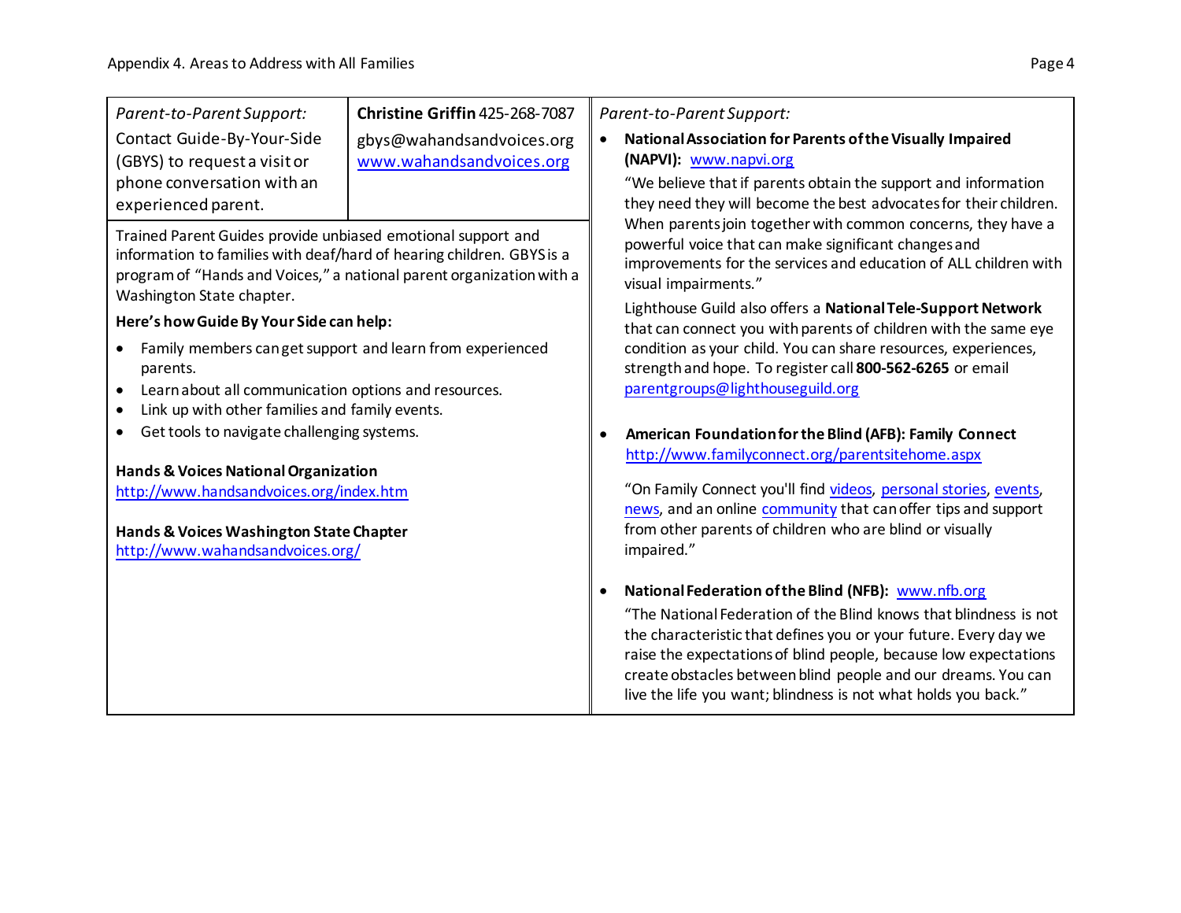| *Parent-to-Parent Support:* Contact Guide-By-Your-Side (GBYS) to request a visit or phone conversation with an experienced parent. | **Christine Griffin** 425-268-7087 gbys@wahandsandvoices.org www.wahandsandvoices.org |
|---|---|

Trained Parent Guides provide unbiased emotional support and information to families with deaf/hard of hearing children. GBYS is a program of "Hands and Voices," a national parent organization with a Washington State chapter.

**Here's how Guide By Your Side can help:**

- Family members can get support and learn from experienced parents.
- Learn about all communication options and resources.
- Link up with other families and family events.
- Get tools to navigate challenging systems.

**Hands & Voices National Organization**
http://www.handsandvoices.org/index.htm

**Hands & Voices Washington State Chapter**
http://www.wahandsandvoices.org/

*Parent-to-Parent Support:*

- **National Association for Parents of the Visually Impaired (NAPVI):** www.napvi.org

  "We believe that if parents obtain the support and information they need they will become the best advocates for their children. When parents join together with common concerns, they have a powerful voice that can make significant changes and improvements for the services and education of ALL children with visual impairments."

  Lighthouse Guild also offers a **National Tele-Support Network** that can connect you with parents of children with the same eye condition as your child. You can share resources, experiences, strength and hope. To register call **800-562-6265** or email parentgroups@lighthouseguild.org

- **American Foundation for the Blind (AFB): Family Connect** http://www.familyconnect.org/parentsitehome.aspx

  "On Family Connect you'll find videos, personal stories, events, news, and an online community that can offer tips and support from other parents of children who are blind or visually impaired."

- **National Federation of the Blind (NFB):** www.nfb.org

  "The National Federation of the Blind knows that blindness is not the characteristic that defines you or your future. Every day we raise the expectations of blind people, because low expectations create obstacles between blind people and our dreams. You can live the life you want; blindness is not what holds you back."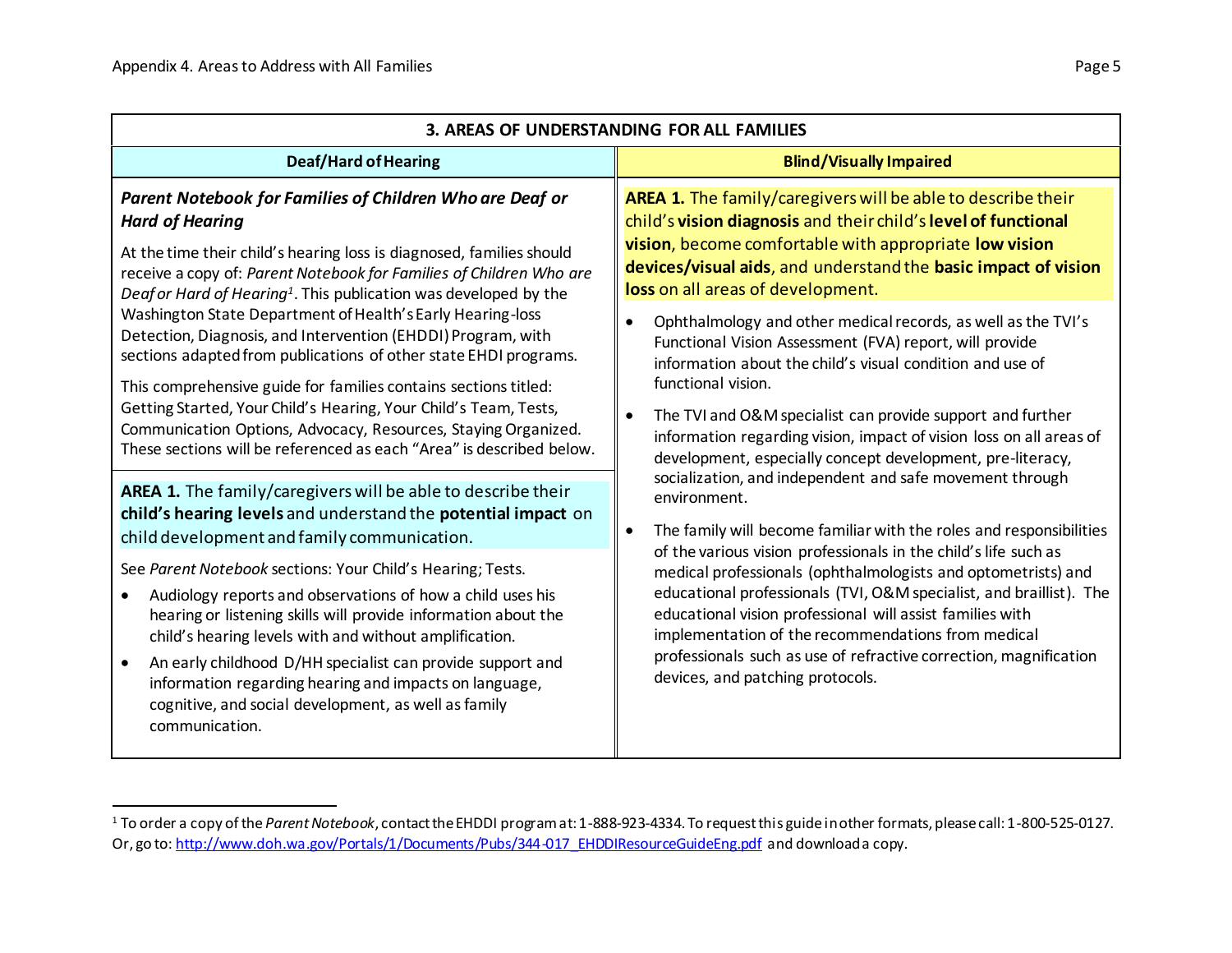## 3. AREAS OF UNDERSTANDING FOR ALL FAMILIES

### Deaf/Hard of Hearing

***Parent Notebook for Families of Children Who are Deaf or Hard of Hearing***

At the time their child's hearing loss is diagnosed, families should receive a copy of: *Parent Notebook for Families of Children Who are Deaf or Hard of Hearing*[1]. This publication was developed by the Washington State Department of Health's Early Hearing-loss Detection, Diagnosis, and Intervention (EHDDI) Program, with sections adapted from publications of other state EHDI programs.

This comprehensive guide for families contains sections titled: Getting Started, Your Child's Hearing, Your Child's Team, Tests, Communication Options, Advocacy, Resources, Staying Organized. These sections will be referenced as each "Area" is described below.

**AREA 1.** The family/caregivers will be able to describe their **child's hearing levels** and understand the **potential impact** on child development and family communication.

See *Parent Notebook* sections: Your Child's Hearing; Tests.

- Audiology reports and observations of how a child uses his hearing or listening skills will provide information about the child's hearing levels with and without amplification.
- An early childhood D/HH specialist can provide support and information regarding hearing and impacts on language, cognitive, and social development, as well as family communication.

### Blind/Visually Impaired

**AREA 1.** The family/caregivers will be able to describe their child's **vision diagnosis** and their child's **level of functional vision**, become comfortable with appropriate **low vision devices/visual aids**, and understand the **basic impact of vision loss** on all areas of development.

- Ophthalmology and other medical records, as well as the TVI's Functional Vision Assessment (FVA) report, will provide information about the child's visual condition and use of functional vision.
- The TVI and O&M specialist can provide support and further information regarding vision, impact of vision loss on all areas of development, especially concept development, pre-literacy, socialization, and independent and safe movement through environment.
- The family will become familiar with the roles and responsibilities of the various vision professionals in the child's life such as medical professionals (ophthalmologists and optometrists) and educational professionals (TVI, O&M specialist, and braillist). The educational vision professional will assist families with implementation of the recommendations from medical professionals such as use of refractive correction, magnification devices, and patching protocols.

---

[1] To order a copy of the *Parent Notebook*, contact the EHDDI program at: 1-888-923-4334. To request this guide in other formats, please call: 1-800-525-0127. Or, go to: http://www.doh.wa.gov/Portals/1/Documents/Pubs/344-017_EHDDIResourceGuideEng.pdf and download a copy.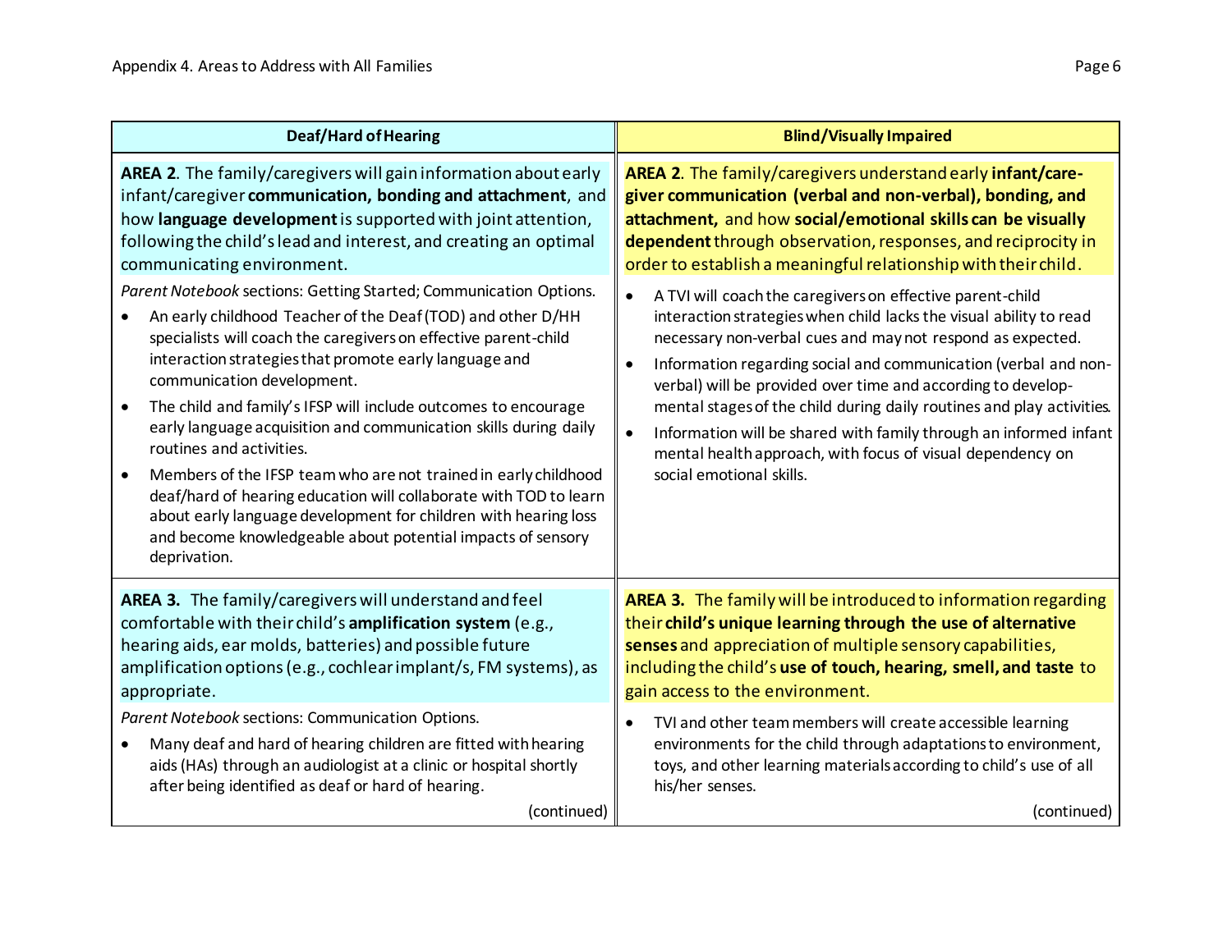| Deaf/Hard of Hearing | Blind/Visually Impaired |
| --- | --- |
| **AREA 2**. The family/caregivers will gain information about early infant/caregiver **communication, bonding and attachment**, and how **language development** is supported with joint attention, following the child's lead and interest, and creating an optimal communicating environment.<br><br>*Parent Notebook* sections: Getting Started; Communication Options.<br><br>• An early childhood Teacher of the Deaf (TOD) and other D/HH specialists will coach the caregivers on effective parent-child interaction strategies that promote early language and communication development.<br>• The child and family's IFSP will include outcomes to encourage early language acquisition and communication skills during daily routines and activities.<br>• Members of the IFSP team who are not trained in early childhood deaf/hard of hearing education will collaborate with TOD to learn about early language development for children with hearing loss and become knowledgeable about potential impacts of sensory deprivation. | **AREA 2**. The family/caregivers understand early **infant/care-giver communication (verbal and non-verbal), bonding, and attachment,** and how **social/emotional skills can be visually dependent** through observation, responses, and reciprocity in order to establish a meaningful relationship with their child.<br><br>• A TVI will coach the caregivers on effective parent-child interaction strategies when child lacks the visual ability to read necessary non-verbal cues and may not respond as expected.<br>• Information regarding social and communication (verbal and non-verbal) will be provided over time and according to develop-mental stages of the child during daily routines and play activities.<br>• Information will be shared with family through an informed infant mental health approach, with focus of visual dependency on social emotional skills. |
| **AREA 3.** The family/caregivers will understand and feel comfortable with their child's **amplification system** (e.g., hearing aids, ear molds, batteries) and possible future amplification options (e.g., cochlear implant/s, FM systems), as appropriate.<br><br>*Parent Notebook* sections: Communication Options.<br><br>• Many deaf and hard of hearing children are fitted with hearing aids (HAs) through an audiologist at a clinic or hospital shortly after being identified as deaf or hard of hearing.<br><br>(continued) | **AREA 3.** The family will be introduced to information regarding their **child's unique learning through the use of alternative senses** and appreciation of multiple sensory capabilities, including the child's **use of touch, hearing, smell, and taste** to gain access to the environment.<br><br>• TVI and other team members will create accessible learning environments for the child through adaptations to environment, toys, and other learning materials according to child's use of all his/her senses.<br><br>(continued) |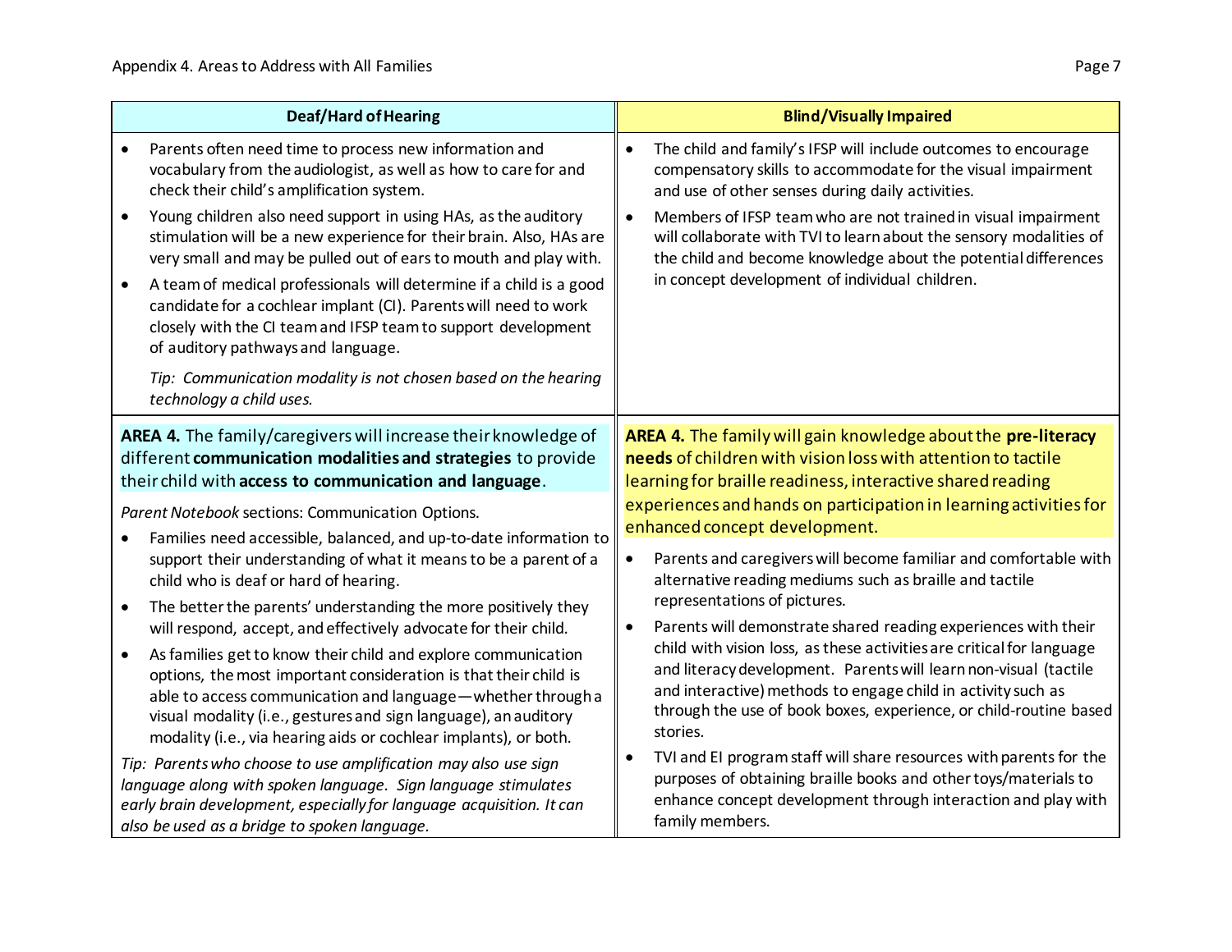| Deaf/Hard of Hearing | Blind/Visually Impaired |
|---|---|
| • Parents often need time to process new information and vocabulary from the audiologist, as well as how to care for and check their child's amplification system.<br>• Young children also need support in using HAs, as the auditory stimulation will be a new experience for their brain. Also, HAs are very small and may be pulled out of ears to mouth and play with.<br>• A team of medical professionals will determine if a child is a good candidate for a cochlear implant (CI). Parents will need to work closely with the CI team and IFSP team to support development of auditory pathways and language.<br>*Tip: Communication modality is not chosen based on the hearing technology a child uses.* | • The child and family's IFSP will include outcomes to encourage compensatory skills to accommodate for the visual impairment and use of other senses during daily activities.<br>• Members of IFSP team who are not trained in visual impairment will collaborate with TVI to learn about the sensory modalities of the child and become knowledge about the potential differences in concept development of individual children. |
| **AREA 4.** The family/caregivers will increase their knowledge of different **communication modalities and strategies** to provide their child with **access to communication and language**.<br>*Parent Notebook* sections: Communication Options.<br>• Families need accessible, balanced, and up-to-date information to support their understanding of what it means to be a parent of a child who is deaf or hard of hearing.<br>• The better the parents' understanding the more positively they will respond, accept, and effectively advocate for their child.<br>• As families get to know their child and explore communication options, the most important consideration is that their child is able to access communication and language—whether through a visual modality (i.e., gestures and sign language), an auditory modality (i.e., via hearing aids or cochlear implants), or both.<br>*Tip: Parents who choose to use amplification may also use sign language along with spoken language. Sign language stimulates early brain development, especially for language acquisition. It can also be used as a bridge to spoken language.* | **AREA 4.** The family will gain knowledge about the **pre-literacy needs** of children with vision loss with attention to tactile learning for braille readiness, interactive shared reading experiences and hands on participation in learning activities for enhanced concept development.<br>• Parents and caregivers will become familiar and comfortable with alternative reading mediums such as braille and tactile representations of pictures.<br>• Parents will demonstrate shared reading experiences with their child with vision loss, as these activities are critical for language and literacy development. Parents will learn non-visual (tactile and interactive) methods to engage child in activity such as through the use of book boxes, experience, or child-routine based stories.<br>• TVI and EI program staff will share resources with parents for the purposes of obtaining braille books and other toys/materials to enhance concept development through interaction and play with family members. |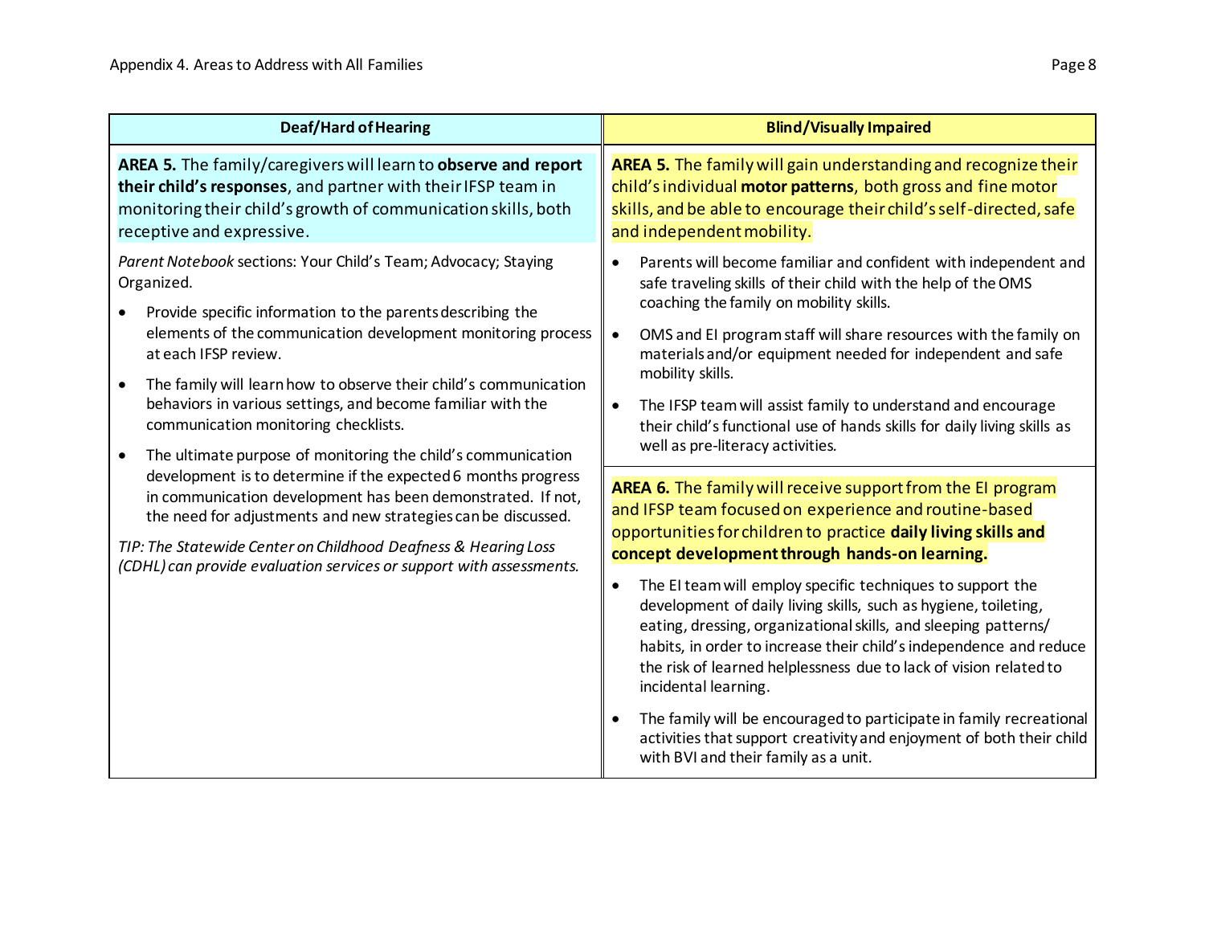| Deaf/Hard of Hearing | Blind/Visually Impaired |
|---|---|
| **AREA 5.** The family/caregivers will learn to **observe and report their child's responses**, and partner with their IFSP team in monitoring their child's growth of communication skills, both receptive and expressive.<br><br>*Parent Notebook* sections: Your Child's Team; Advocacy; Staying Organized.<br><br>• Provide specific information to the parents describing the elements of the communication development monitoring process at each IFSP review.<br>• The family will learn how to observe their child's communication behaviors in various settings, and become familiar with the communication monitoring checklists.<br>• The ultimate purpose of monitoring the child's communication development is to determine if the expected 6 months progress in communication development has been demonstrated. If not, the need for adjustments and new strategies can be discussed.<br><br>*TIP: The Statewide Center on Childhood Deafness & Hearing Loss (CDHL) can provide evaluation services or support with assessments.* | **AREA 5.** The family will gain understanding and recognize their child's individual **motor patterns**, both gross and fine motor skills, and be able to encourage their child's self-directed, safe and independent mobility.<br><br>• Parents will become familiar and confident with independent and safe traveling skills of their child with the help of the OMS coaching the family on mobility skills.<br>• OMS and EI program staff will share resources with the family on materials and/or equipment needed for independent and safe mobility skills.<br>• The IFSP team will assist family to understand and encourage their child's functional use of hands skills for daily living skills as well as pre-literacy activities.<br><br>**AREA 6.** The family will receive support from the EI program and IFSP team focused on experience and routine-based opportunities for children to practice **daily living skills and concept development through hands-on learning.**<br><br>• The EI team will employ specific techniques to support the development of daily living skills, such as hygiene, toileting, eating, dressing, organizational skills, and sleeping patterns/habits, in order to increase their child's independence and reduce the risk of learned helplessness due to lack of vision related to incidental learning.<br>• The family will be encouraged to participate in family recreational activities that support creativity and enjoyment of both their child with BVI and their family as a unit. |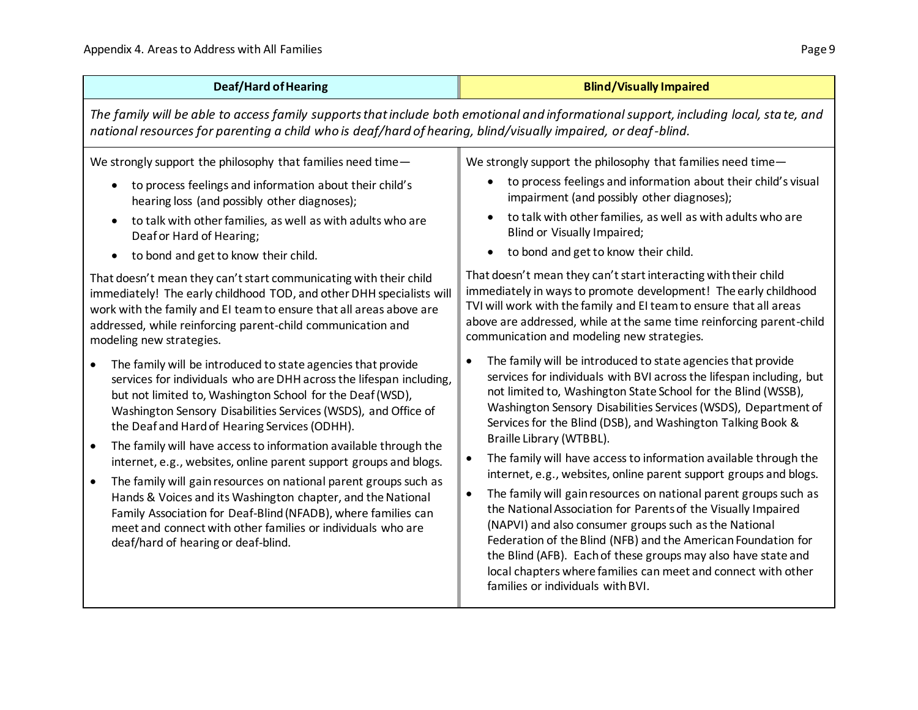| Deaf/Hard of Hearing | Blind/Visually Impaired |
|---|---|
| *The family will be able to access family supports that include both emotional and informational support, including local, state, and national resources for parenting a child who is deaf/hard of hearing, blind/visually impaired, or deaf-blind.* | |
| We strongly support the philosophy that families need time— <br>• to process feelings and information about their child's hearing loss (and possibly other diagnoses); <br>• to talk with other families, as well as with adults who are Deaf or Hard of Hearing; <br>• to bond and get to know their child. <br><br>That doesn't mean they can't start communicating with their child immediately! The early childhood TOD, and other DHH specialists will work with the family and EI team to ensure that all areas above are addressed, while reinforcing parent-child communication and modeling new strategies. <br><br>• The family will be introduced to state agencies that provide services for individuals who are DHH across the lifespan including, but not limited to, Washington School for the Deaf (WSD), Washington Sensory Disabilities Services (WSDS), and Office of the Deaf and Hard of Hearing Services (ODHH). <br>• The family will have access to information available through the internet, e.g., websites, online parent support groups and blogs. <br>• The family will gain resources on national parent groups such as Hands & Voices and its Washington chapter, and the National Family Association for Deaf-Blind (NFADB), where families can meet and connect with other families or individuals who are deaf/hard of hearing or deaf-blind. | We strongly support the philosophy that families need time— <br>• to process feelings and information about their child's visual impairment (and possibly other diagnoses); <br>• to talk with other families, as well as with adults who are Blind or Visually Impaired; <br>• to bond and get to know their child. <br><br>That doesn't mean they can't start interacting with their child immediately in ways to promote development! The early childhood TVI will work with the family and EI team to ensure that all areas above are addressed, while at the same time reinforcing parent-child communication and modeling new strategies. <br><br>• The family will be introduced to state agencies that provide services for individuals with BVI across the lifespan including, but not limited to, Washington State School for the Blind (WSSB), Washington Sensory Disabilities Services (WSDS), Department of Services for the Blind (DSB), and Washington Talking Book & Braille Library (WTBBL). <br>• The family will have access to information available through the internet, e.g., websites, online parent support groups and blogs. <br>• The family will gain resources on national parent groups such as the National Association for Parents of the Visually Impaired (NAPVI) and also consumer groups such as the National Federation of the Blind (NFB) and the American Foundation for the Blind (AFB). Each of these groups may also have state and local chapters where families can meet and connect with other families or individuals with BVI. |